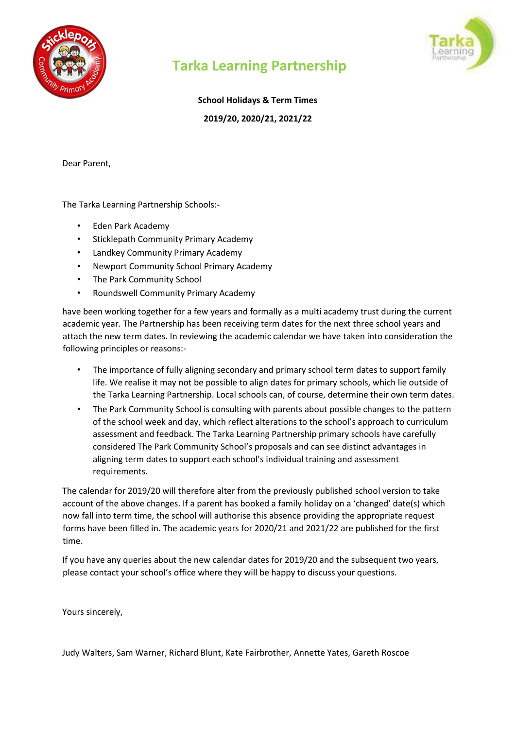# Tarka Learning Partnership

**School Holidays & Term Times**

**2019/20, 2020/21, 2021/22**

Dear Parent,

The Tarka Learning Partnership Schools:-

- Eden Park Academy
- Sticklepath Community Primary Academy
- Landkey Community Primary Academy
- Newport Community School Primary Academy
- The Park Community School
- Roundswell Community Primary Academy

have been working together for a few years and formally as a multi academy trust during the current academic year. The Partnership has been receiving term dates for the next three school years and attach the new term dates. In reviewing the academic calendar we have taken into consideration the following principles or reasons:-

- The importance of fully aligning secondary and primary school term dates to support family life. We realise it may not be possible to align dates for primary schools, which lie outside of the Tarka Learning Partnership. Local schools can, of course, determine their own term dates.
- The Park Community School is consulting with parents about possible changes to the pattern of the school week and day, which reflect alterations to the school's approach to curriculum assessment and feedback. The Tarka Learning Partnership primary schools have carefully considered The Park Community School's proposals and can see distinct advantages in aligning term dates to support each school's individual training and assessment requirements.

The calendar for 2019/20 will therefore alter from the previously published school version to take account of the above changes. If a parent has booked a family holiday on a 'changed' date(s) which now fall into term time, the school will authorise this absence providing the appropriate request forms have been filled in. The academic years for 2020/21 and 2021/22 are published for the first time.

If you have any queries about the new calendar dates for 2019/20 and the subsequent two years, please contact your school's office where they will be happy to discuss your questions.

Yours sincerely,

Judy Walters, Sam Warner, Richard Blunt, Kate Fairbrother, Annette Yates, Gareth Roscoe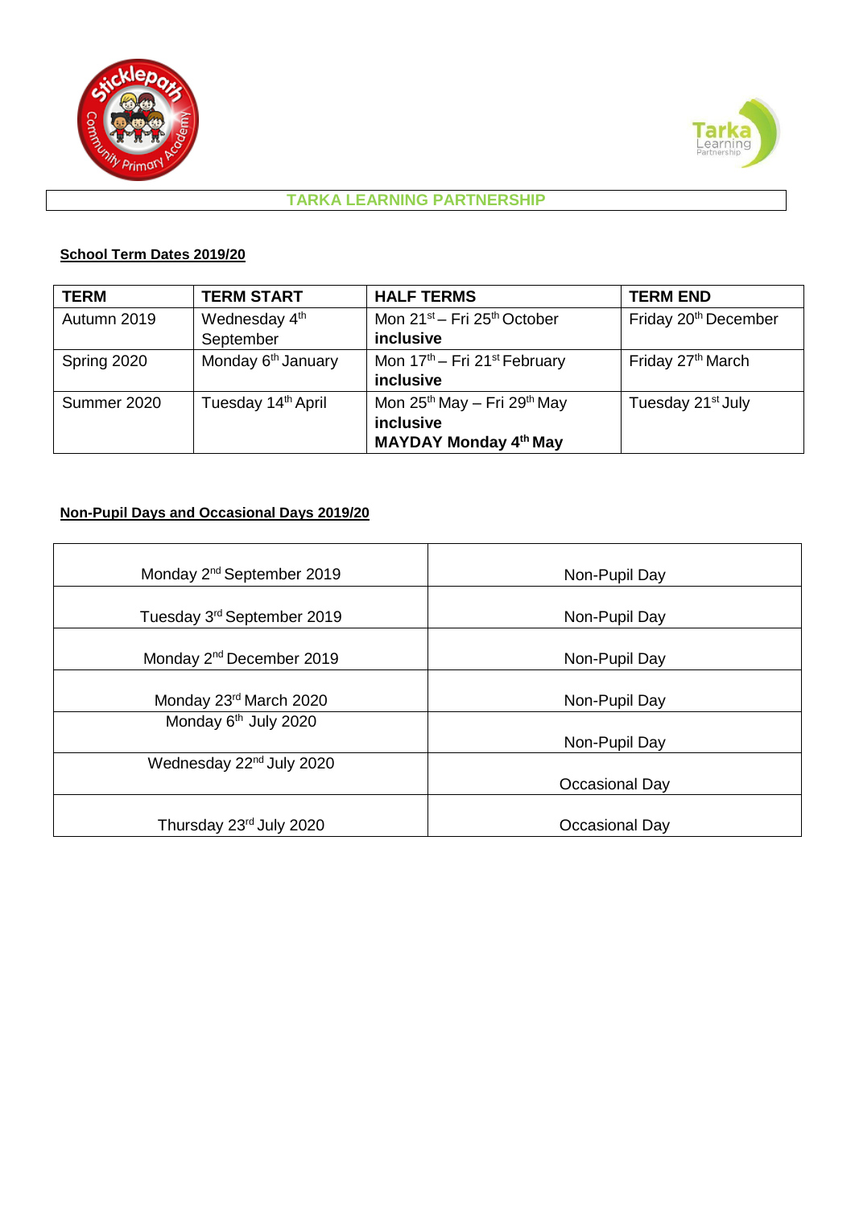## TARKA LEARNING PARTNERSHIP

**School Term Dates 2019/20**

| TERM | TERM START | HALF TERMS | TERM END |
|---|---|---|---|
| Autumn 2019 | Wednesday 4th September | Mon 21st – Fri 25th October **inclusive** | Friday 20th December |
| Spring 2020 | Monday 6th January | Mon 17th – Fri 21st February **inclusive** | Friday 27th March |
| Summer 2020 | Tuesday 14th April | Mon 25th May – Fri 29th May **inclusive** **MAYDAY Monday 4th May** | Tuesday 21st July |

**Non-Pupil Days and Occasional Days 2019/20**

| | |
|---|---|
| Monday 2nd September 2019 | Non-Pupil Day |
| Tuesday 3rd September 2019 | Non-Pupil Day |
| Monday 2nd December 2019 | Non-Pupil Day |
| Monday 23rd March 2020 | Non-Pupil Day |
| Monday 6th July 2020 | Non-Pupil Day |
| Wednesday 22nd July 2020 | Occasional Day |
| Thursday 23rd July 2020 | Occasional Day |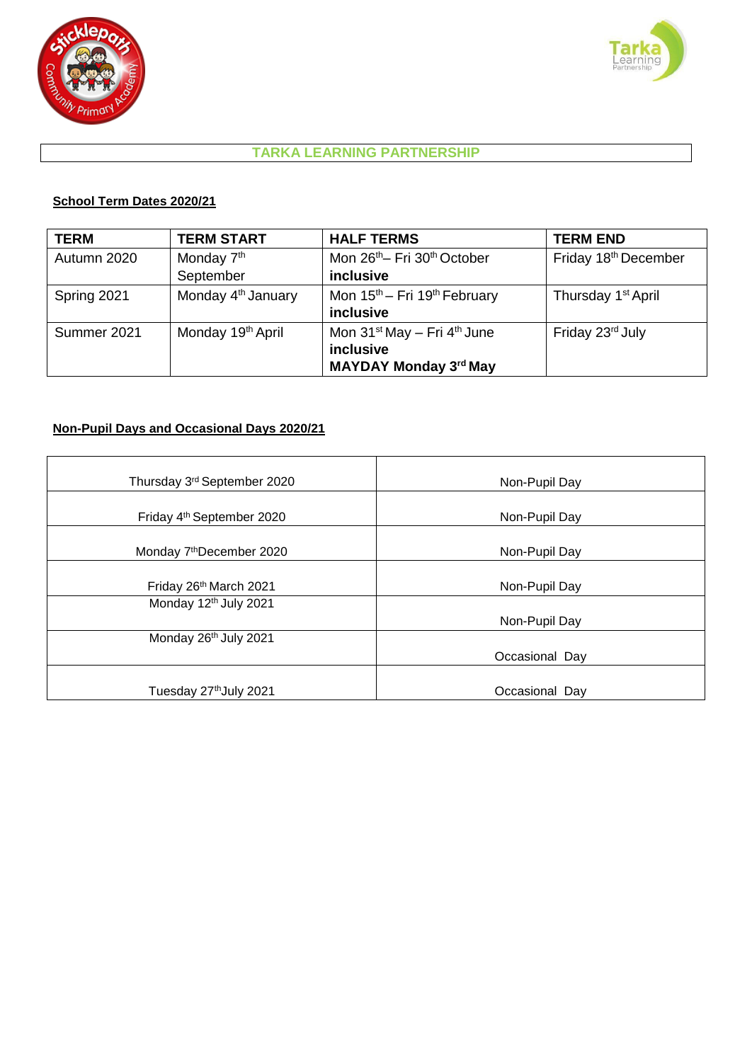## TARKA LEARNING PARTNERSHIP

**School Term Dates 2020/21**

| TERM | TERM START | HALF TERMS | TERM END |
|---|---|---|---|
| Autumn 2020 | Monday 7th September | Mon 26th– Fri 30th October **inclusive** | Friday 18th December |
| Spring 2021 | Monday 4th January | Mon 15th – Fri 19th February **inclusive** | Thursday 1st April |
| Summer 2021 | Monday 19th April | Mon 31st May – Fri 4th June **inclusive** **MAYDAY Monday 3rd May** | Friday 23rd July |

**Non-Pupil Days and Occasional Days 2020/21**

| | |
|---|---|
| Thursday 3rd September 2020 | Non-Pupil Day |
| Friday 4th September 2020 | Non-Pupil Day |
| Monday 7th December 2020 | Non-Pupil Day |
| Friday 26th March 2021 | Non-Pupil Day |
| Monday 12th July 2021 | Non-Pupil Day |
| Monday 26th July 2021 | Occasional Day |
| Tuesday 27th July 2021 | Occasional Day |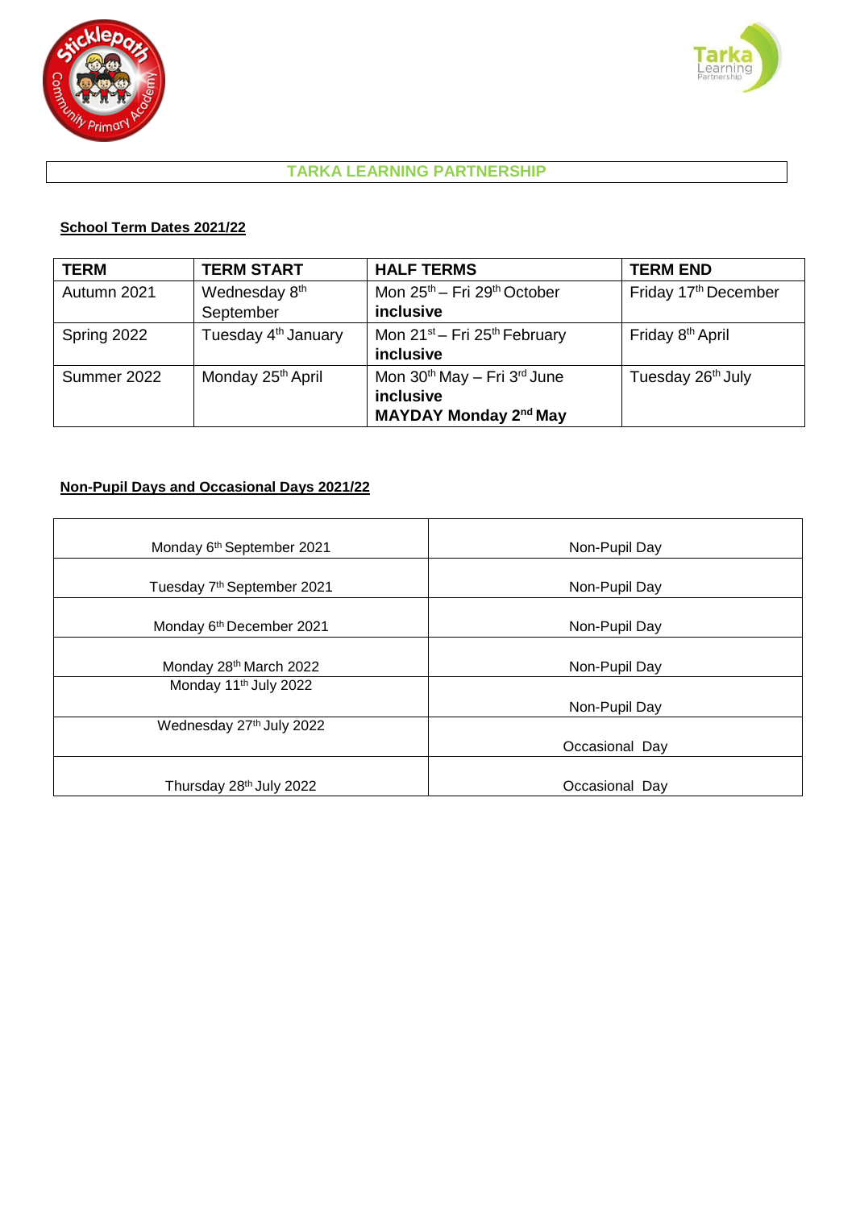## TARKA LEARNING PARTNERSHIP

**School Term Dates 2021/22**

| TERM | TERM START | HALF TERMS | TERM END |
|---|---|---|---|
| Autumn 2021 | Wednesday 8th September | Mon 25th – Fri 29th October **inclusive** | Friday 17th December |
| Spring 2022 | Tuesday 4th January | Mon 21st – Fri 25th February **inclusive** | Friday 8th April |
| Summer 2022 | Monday 25th April | Mon 30th May – Fri 3rd June **inclusive** **MAYDAY Monday 2nd May** | Tuesday 26th July |

**Non-Pupil Days and Occasional Days 2021/22**

| | |
|---|---|
| Monday 6th September 2021 | Non-Pupil Day |
| Tuesday 7th September 2021 | Non-Pupil Day |
| Monday 6th December 2021 | Non-Pupil Day |
| Monday 28th March 2022 | Non-Pupil Day |
| Monday 11th July 2022 | Non-Pupil Day |
| Wednesday 27th July 2022 | Occasional Day |
| Thursday 28th July 2022 | Occasional Day |